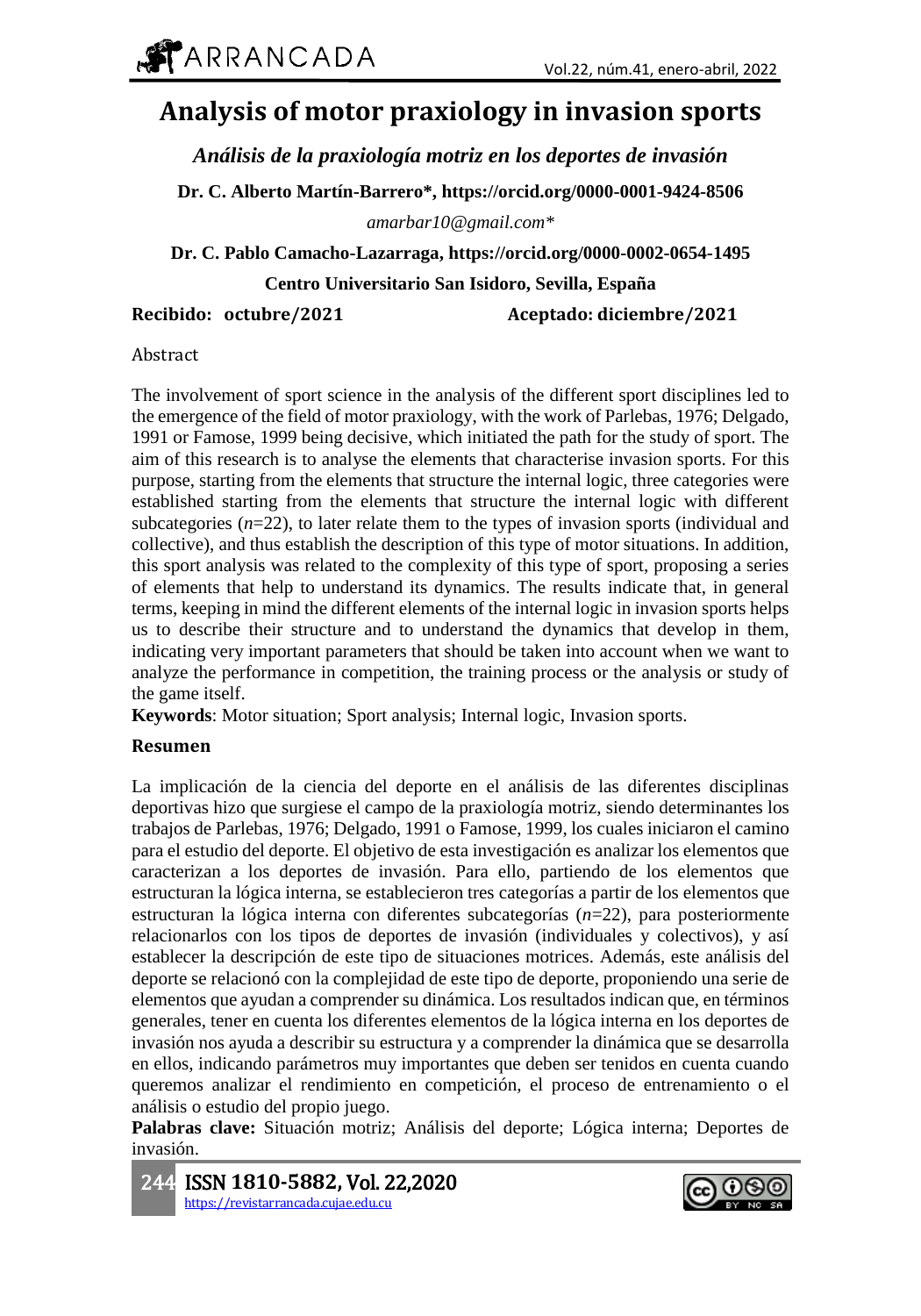# Analysis of motor praxiology in invasion sports

***Análisis de la praxiología motriz en los deportes de invasión***

**Dr. C. Alberto Martín-Barrero\*, https://orcid.org/0000-0001-9424-8506**

*amarbar10@gmail.com\**

**Dr. C. Pablo Camacho-Lazarraga, https://orcid.org/0000-0002-0654-1495**

**Centro Universitario San Isidoro, Sevilla, España**

**Recibido: octubre/2021** **Aceptado: diciembre/2021**

Abstract

The involvement of sport science in the analysis of the different sport disciplines led to the emergence of the field of motor praxiology, with the work of Parlebas, 1976; Delgado, 1991 or Famose, 1999 being decisive, which initiated the path for the study of sport. The aim of this research is to analyse the elements that characterise invasion sports. For this purpose, starting from the elements that structure the internal logic, three categories were established starting from the elements that structure the internal logic with different subcategories ($n$=22), to later relate them to the types of invasion sports (individual and collective), and thus establish the description of this type of motor situations. In addition, this sport analysis was related to the complexity of this type of sport, proposing a series of elements that help to understand its dynamics. The results indicate that, in general terms, keeping in mind the different elements of the internal logic in invasion sports helps us to describe their structure and to understand the dynamics that develop in them, indicating very important parameters that should be taken into account when we want to analyze the performance in competition, the training process or the analysis or study of the game itself.

**Keywords**: Motor situation; Sport analysis; Internal logic, Invasion sports.

**Resumen**

La implicación de la ciencia del deporte en el análisis de las diferentes disciplinas deportivas hizo que surgiese el campo de la praxiología motriz, siendo determinantes los trabajos de Parlebas, 1976; Delgado, 1991 o Famose, 1999, los cuales iniciaron el camino para el estudio del deporte. El objetivo de esta investigación es analizar los elementos que caracterizan a los deportes de invasión. Para ello, partiendo de los elementos que estructuran la lógica interna, se establecieron tres categorías a partir de los elementos que estructuran la lógica interna con diferentes subcategorías ($n$=22), para posteriormente relacionarlos con los tipos de deportes de invasión (individuales y colectivos), y así establecer la descripción de este tipo de situaciones motrices. Además, este análisis del deporte se relacionó con la complejidad de este tipo de deporte, proponiendo una serie de elementos que ayudan a comprender su dinámica. Los resultados indican que, en términos generales, tener en cuenta los diferentes elementos de la lógica interna en los deportes de invasión nos ayuda a describir su estructura y a comprender la dinámica que se desarrolla en ellos, indicando parámetros muy importantes que deben ser tenidos en cuenta cuando queremos analizar el rendimiento en competición, el proceso de entrenamiento o el análisis o estudio del propio juego.

**Palabras clave:** Situación motriz; Análisis del deporte; Lógica interna; Deportes de invasión.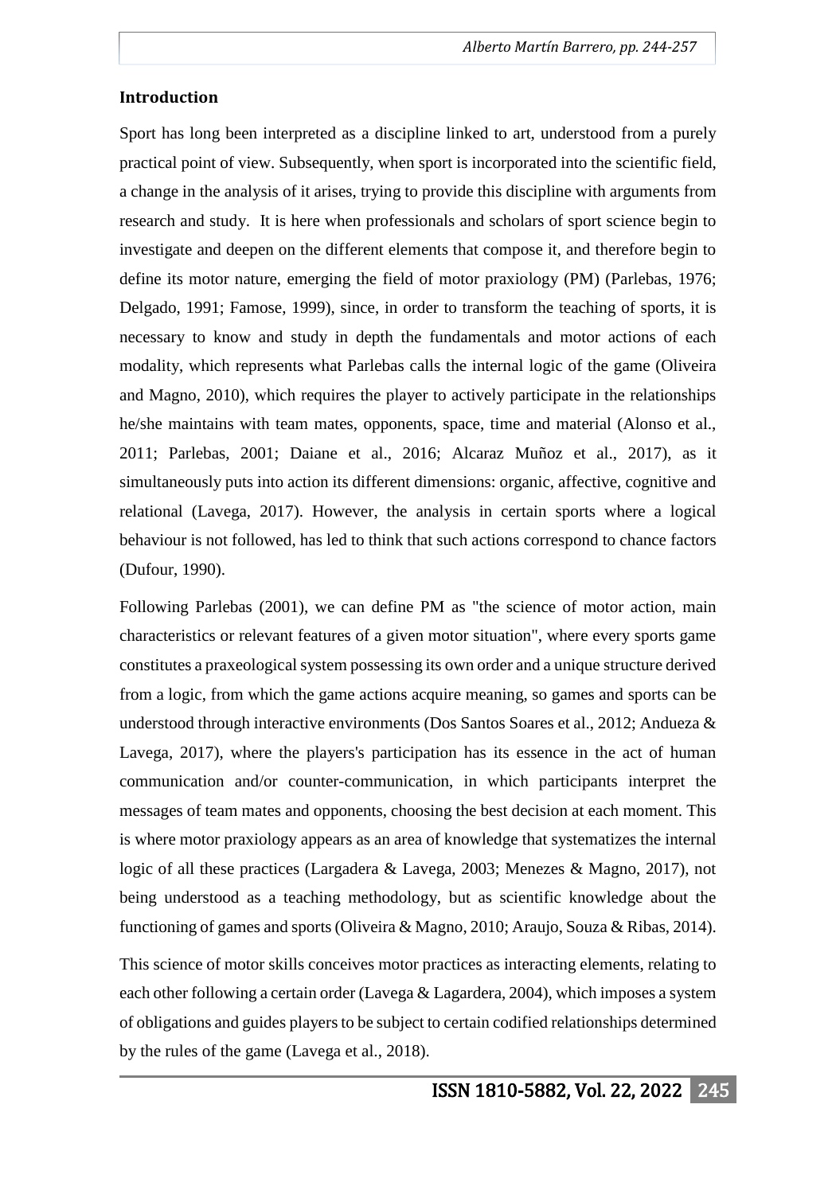## Introduction

Sport has long been interpreted as a discipline linked to art, understood from a purely practical point of view. Subsequently, when sport is incorporated into the scientific field, a change in the analysis of it arises, trying to provide this discipline with arguments from research and study. It is here when professionals and scholars of sport science begin to investigate and deepen on the different elements that compose it, and therefore begin to define its motor nature, emerging the field of motor praxiology (PM) (Parlebas, 1976; Delgado, 1991; Famose, 1999), since, in order to transform the teaching of sports, it is necessary to know and study in depth the fundamentals and motor actions of each modality, which represents what Parlebas calls the internal logic of the game (Oliveira and Magno, 2010), which requires the player to actively participate in the relationships he/she maintains with team mates, opponents, space, time and material (Alonso et al., 2011; Parlebas, 2001; Daiane et al., 2016; Alcaraz Muñoz et al., 2017), as it simultaneously puts into action its different dimensions: organic, affective, cognitive and relational (Lavega, 2017). However, the analysis in certain sports where a logical behaviour is not followed, has led to think that such actions correspond to chance factors (Dufour, 1990).

Following Parlebas (2001), we can define PM as "the science of motor action, main characteristics or relevant features of a given motor situation", where every sports game constitutes a praxeological system possessing its own order and a unique structure derived from a logic, from which the game actions acquire meaning, so games and sports can be understood through interactive environments (Dos Santos Soares et al., 2012; Andueza & Lavega, 2017), where the players's participation has its essence in the act of human communication and/or counter-communication, in which participants interpret the messages of team mates and opponents, choosing the best decision at each moment. This is where motor praxiology appears as an area of knowledge that systematizes the internal logic of all these practices (Largadera & Lavega, 2003; Menezes & Magno, 2017), not being understood as a teaching methodology, but as scientific knowledge about the functioning of games and sports (Oliveira & Magno, 2010; Araujo, Souza & Ribas, 2014).

This science of motor skills conceives motor practices as interacting elements, relating to each other following a certain order (Lavega & Lagardera, 2004), which imposes a system of obligations and guides players to be subject to certain codified relationships determined by the rules of the game (Lavega et al., 2018).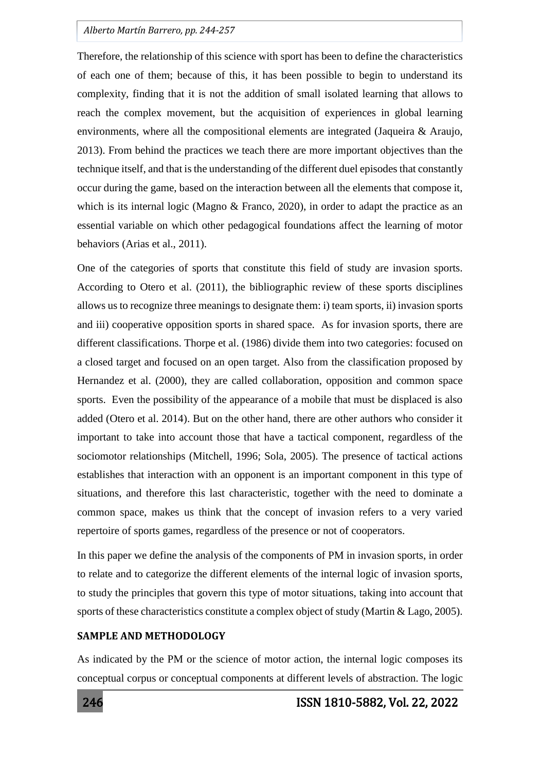Therefore, the relationship of this science with sport has been to define the characteristics of each one of them; because of this, it has been possible to begin to understand its complexity, finding that it is not the addition of small isolated learning that allows to reach the complex movement, but the acquisition of experiences in global learning environments, where all the compositional elements are integrated (Jaqueira & Araujo, 2013). From behind the practices we teach there are more important objectives than the technique itself, and that is the understanding of the different duel episodes that constantly occur during the game, based on the interaction between all the elements that compose it, which is its internal logic (Magno & Franco, 2020), in order to adapt the practice as an essential variable on which other pedagogical foundations affect the learning of motor behaviors (Arias et al., 2011).

One of the categories of sports that constitute this field of study are invasion sports. According to Otero et al. (2011), the bibliographic review of these sports disciplines allows us to recognize three meanings to designate them: i) team sports, ii) invasion sports and iii) cooperative opposition sports in shared space. As for invasion sports, there are different classifications. Thorpe et al. (1986) divide them into two categories: focused on a closed target and focused on an open target. Also from the classification proposed by Hernandez et al. (2000), they are called collaboration, opposition and common space sports. Even the possibility of the appearance of a mobile that must be displaced is also added (Otero et al. 2014). But on the other hand, there are other authors who consider it important to take into account those that have a tactical component, regardless of the sociomotor relationships (Mitchell, 1996; Sola, 2005). The presence of tactical actions establishes that interaction with an opponent is an important component in this type of situations, and therefore this last characteristic, together with the need to dominate a common space, makes us think that the concept of invasion refers to a very varied repertoire of sports games, regardless of the presence or not of cooperators.

In this paper we define the analysis of the components of PM in invasion sports, in order to relate and to categorize the different elements of the internal logic of invasion sports, to study the principles that govern this type of motor situations, taking into account that sports of these characteristics constitute a complex object of study (Martin & Lago, 2005).

## SAMPLE AND METHODOLOGY

As indicated by the PM or the science of motor action, the internal logic composes its conceptual corpus or conceptual components at different levels of abstraction. The logic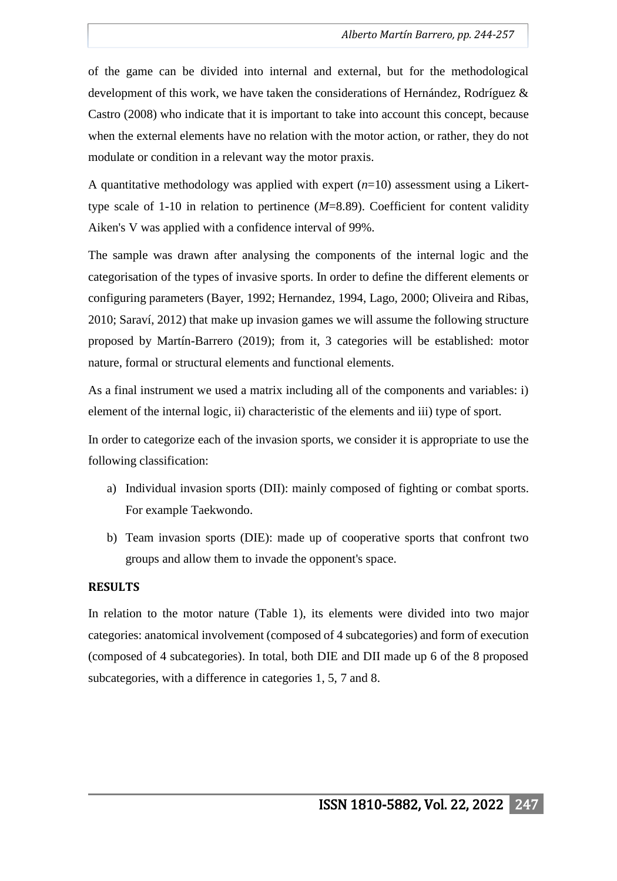of the game can be divided into internal and external, but for the methodological development of this work, we have taken the considerations of Hernández, Rodríguez & Castro (2008) who indicate that it is important to take into account this concept, because when the external elements have no relation with the motor action, or rather, they do not modulate or condition in a relevant way the motor praxis.

A quantitative methodology was applied with expert ($n$=10) assessment using a Likert-type scale of 1-10 in relation to pertinence ($M$=8.89). Coefficient for content validity Aiken's V was applied with a confidence interval of 99%.

The sample was drawn after analysing the components of the internal logic and the categorisation of the types of invasive sports. In order to define the different elements or configuring parameters (Bayer, 1992; Hernandez, 1994, Lago, 2000; Oliveira and Ribas, 2010; Saraví, 2012) that make up invasion games we will assume the following structure proposed by Martín-Barrero (2019); from it, 3 categories will be established: motor nature, formal or structural elements and functional elements.

As a final instrument we used a matrix including all of the components and variables: i) element of the internal logic, ii) characteristic of the elements and iii) type of sport.

In order to categorize each of the invasion sports, we consider it is appropriate to use the following classification:

a) Individual invasion sports (DII): mainly composed of fighting or combat sports. For example Taekwondo.

b) Team invasion sports (DIE): made up of cooperative sports that confront two groups and allow them to invade the opponent's space.

**RESULTS**

In relation to the motor nature (Table 1), its elements were divided into two major categories: anatomical involvement (composed of 4 subcategories) and form of execution (composed of 4 subcategories). In total, both DIE and DII made up 6 of the 8 proposed subcategories, with a difference in categories 1, 5, 7 and 8.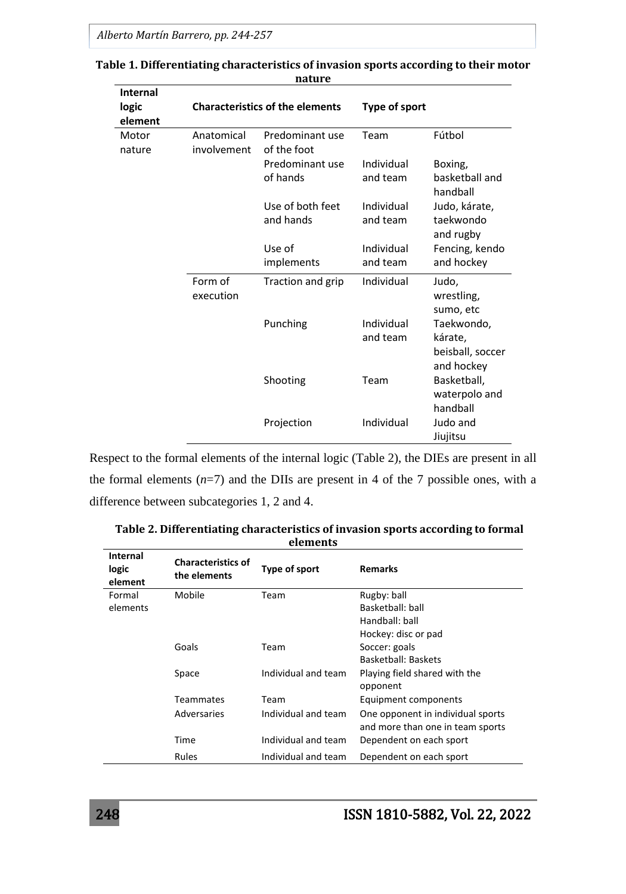**Table 1. Differentiating characteristics of invasion sports according to their motor nature**

| Internal logic element | Characteristics of the elements | | Type of sport | |
|---|---|---|---|---|
| Motor nature | Anatomical involvement | Predominant use of the foot | Team | Fútbol |
| | | Predominant use of hands | Individual and team | Boxing, basketball and handball |
| | | Use of both feet and hands | Individual and team | Judo, kárate, taekwondo and rugby |
| | | Use of implements | Individual and team | Fencing, kendo and hockey |
| | Form of execution | Traction and grip | Individual | Judo, wrestling, sumo, etc |
| | | Punching | Individual and team | Taekwondo, kárate, beisball, soccer and hockey |
| | | Shooting | Team | Basketball, waterpolo and handball |
| | | Projection | Individual | Judo and Jiujitsu |

Respect to the formal elements of the internal logic (Table 2), the DIEs are present in all the formal elements ($n$=7) and the DIIs are present in 4 of the 7 possible ones, with a difference between subcategories 1, 2 and 4.

**Table 2. Differentiating characteristics of invasion sports according to formal elements**

| Internal logic element | Characteristics of the elements | Type of sport | Remarks |
|---|---|---|---|
| Formal elements | Mobile | Team | Rugby: ball<br>Basketball: ball<br>Handball: ball<br>Hockey: disc or pad |
| | Goals | Team | Soccer: goals<br>Basketball: Baskets |
| | Space | Individual and team | Playing field shared with the opponent |
| | Teammates | Team | Equipment components |
| | Adversaries | Individual and team | One opponent in individual sports and more than one in team sports |
| | Time | Individual and team | Dependent on each sport |
| | Rules | Individual and team | Dependent on each sport |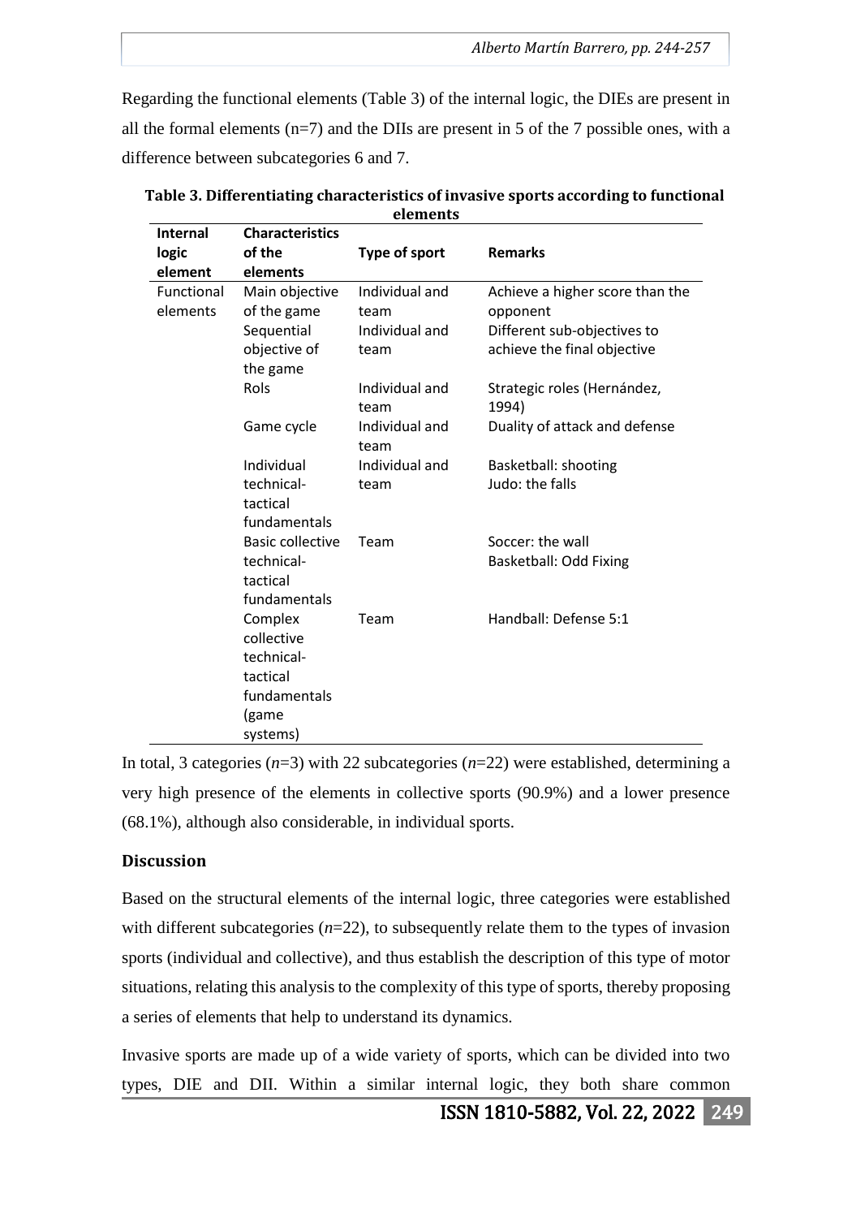Regarding the functional elements (Table 3) of the internal logic, the DIEs are present in all the formal elements (n=7) and the DIIs are present in 5 of the 7 possible ones, with a difference between subcategories 6 and 7.

**Table 3. Differentiating characteristics of invasive sports according to functional elements**

| Internal logic element | Characteristics of the elements | Type of sport | Remarks |
|---|---|---|---|
| Functional elements | Main objective of the game | Individual and team | Achieve a higher score than the opponent |
| | Sequential objective of the game | Individual and team | Different sub-objectives to achieve the final objective |
| | Rols | Individual and team | Strategic roles (Hernández, 1994) |
| | Game cycle | Individual and team | Duality of attack and defense |
| | Individual technical-tactical fundamentals | Individual and team | Basketball: shooting<br>Judo: the falls |
| | Basic collective technical-tactical fundamentals | Team | Soccer: the wall<br>Basketball: Odd Fixing |
| | Complex collective technical-tactical fundamentals (game systems) | Team | Handball: Defense 5:1 |

In total, 3 categories (*n*=3) with 22 subcategories (*n*=22) were established, determining a very high presence of the elements in collective sports (90.9%) and a lower presence (68.1%), although also considerable, in individual sports.

## Discussion

Based on the structural elements of the internal logic, three categories were established with different subcategories (*n*=22), to subsequently relate them to the types of invasion sports (individual and collective), and thus establish the description of this type of motor situations, relating this analysis to the complexity of this type of sports, thereby proposing a series of elements that help to understand its dynamics.

Invasive sports are made up of a wide variety of sports, which can be divided into two types, DIE and DII. Within a similar internal logic, they both share common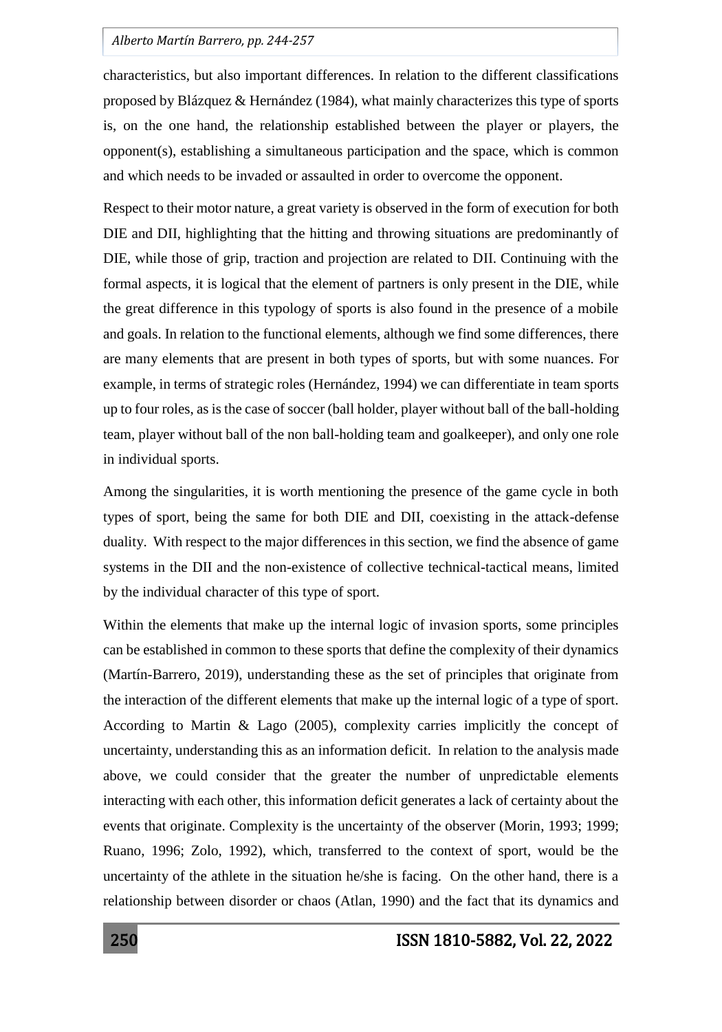characteristics, but also important differences. In relation to the different classifications proposed by Blázquez & Hernández (1984), what mainly characterizes this type of sports is, on the one hand, the relationship established between the player or players, the opponent(s), establishing a simultaneous participation and the space, which is common and which needs to be invaded or assaulted in order to overcome the opponent.

Respect to their motor nature, a great variety is observed in the form of execution for both DIE and DII, highlighting that the hitting and throwing situations are predominantly of DIE, while those of grip, traction and projection are related to DII. Continuing with the formal aspects, it is logical that the element of partners is only present in the DIE, while the great difference in this typology of sports is also found in the presence of a mobile and goals. In relation to the functional elements, although we find some differences, there are many elements that are present in both types of sports, but with some nuances. For example, in terms of strategic roles (Hernández, 1994) we can differentiate in team sports up to four roles, as is the case of soccer (ball holder, player without ball of the ball-holding team, player without ball of the non ball-holding team and goalkeeper), and only one role in individual sports.

Among the singularities, it is worth mentioning the presence of the game cycle in both types of sport, being the same for both DIE and DII, coexisting in the attack-defense duality. With respect to the major differences in this section, we find the absence of game systems in the DII and the non-existence of collective technical-tactical means, limited by the individual character of this type of sport.

Within the elements that make up the internal logic of invasion sports, some principles can be established in common to these sports that define the complexity of their dynamics (Martín-Barrero, 2019), understanding these as the set of principles that originate from the interaction of the different elements that make up the internal logic of a type of sport. According to Martin & Lago (2005), complexity carries implicitly the concept of uncertainty, understanding this as an information deficit. In relation to the analysis made above, we could consider that the greater the number of unpredictable elements interacting with each other, this information deficit generates a lack of certainty about the events that originate. Complexity is the uncertainty of the observer (Morin, 1993; 1999; Ruano, 1996; Zolo, 1992), which, transferred to the context of sport, would be the uncertainty of the athlete in the situation he/she is facing. On the other hand, there is a relationship between disorder or chaos (Atlan, 1990) and the fact that its dynamics and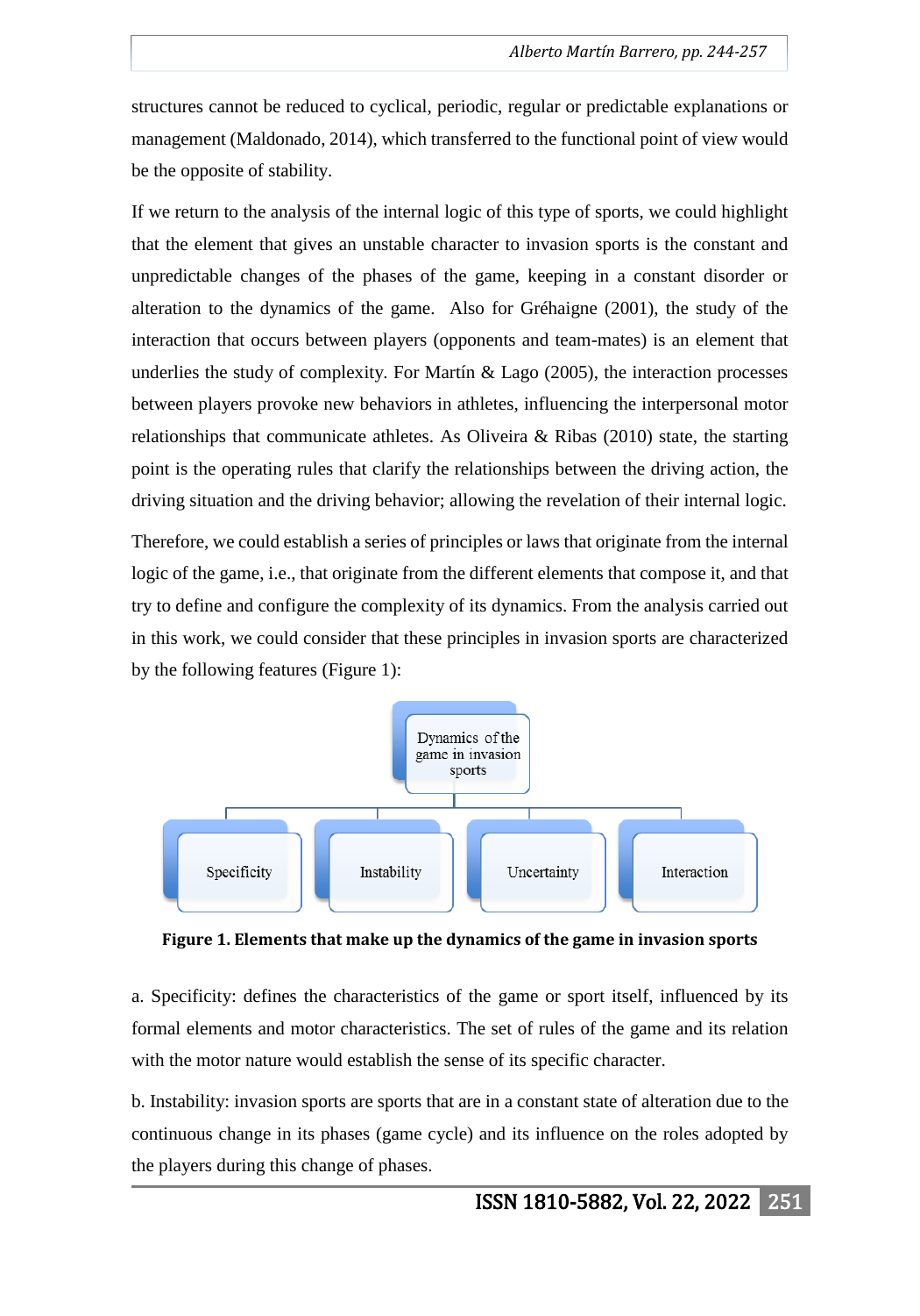structures cannot be reduced to cyclical, periodic, regular or predictable explanations or management (Maldonado, 2014), which transferred to the functional point of view would be the opposite of stability.

If we return to the analysis of the internal logic of this type of sports, we could highlight that the element that gives an unstable character to invasion sports is the constant and unpredictable changes of the phases of the game, keeping in a constant disorder or alteration to the dynamics of the game.  Also for Gréhaigne (2001), the study of the interaction that occurs between players (opponents and team-mates) is an element that underlies the study of complexity. For Martín & Lago (2005), the interaction processes between players provoke new behaviors in athletes, influencing the interpersonal motor relationships that communicate athletes. As Oliveira & Ribas (2010) state, the starting point is the operating rules that clarify the relationships between the driving action, the driving situation and the driving behavior; allowing the revelation of their internal logic.

Therefore, we could establish a series of principles or laws that originate from the internal logic of the game, i.e., that originate from the different elements that compose it, and that try to define and configure the complexity of its dynamics. From the analysis carried out in this work, we could consider that these principles in invasion sports are characterized by the following features (Figure 1):

Dynamics of the game in invasion sports

Specificity | Instability | Uncertainty | Interaction

**Figure 1. Elements that make up the dynamics of the game in invasion sports**

a. Specificity: defines the characteristics of the game or sport itself, influenced by its formal elements and motor characteristics. The set of rules of the game and its relation with the motor nature would establish the sense of its specific character.

b. Instability: invasion sports are sports that are in a constant state of alteration due to the continuous change in its phases (game cycle) and its influence on the roles adopted by the players during this change of phases.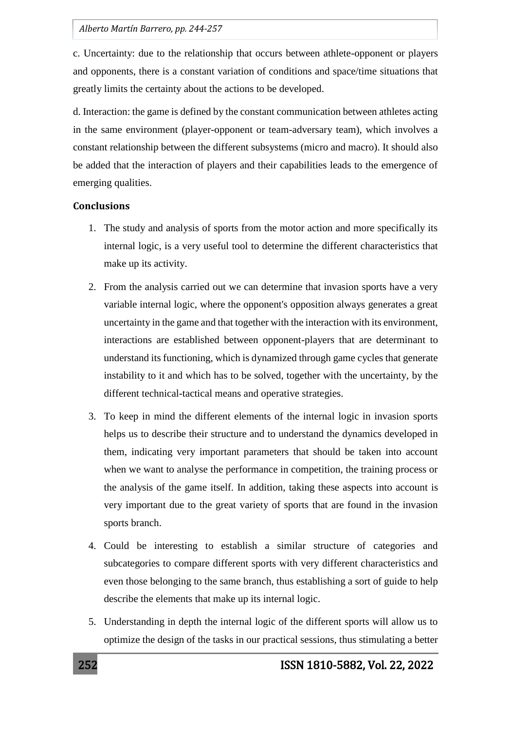c. Uncertainty: due to the relationship that occurs between athlete-opponent or players and opponents, there is a constant variation of conditions and space/time situations that greatly limits the certainty about the actions to be developed.

d. Interaction: the game is defined by the constant communication between athletes acting in the same environment (player-opponent or team-adversary team), which involves a constant relationship between the different subsystems (micro and macro). It should also be added that the interaction of players and their capabilities leads to the emergence of emerging qualities.

### Conclusions

1. The study and analysis of sports from the motor action and more specifically its internal logic, is a very useful tool to determine the different characteristics that make up its activity.
2. From the analysis carried out we can determine that invasion sports have a very variable internal logic, where the opponent's opposition always generates a great uncertainty in the game and that together with the interaction with its environment, interactions are established between opponent-players that are determinant to understand its functioning, which is dynamized through game cycles that generate instability to it and which has to be solved, together with the uncertainty, by the different technical-tactical means and operative strategies.
3. To keep in mind the different elements of the internal logic in invasion sports helps us to describe their structure and to understand the dynamics developed in them, indicating very important parameters that should be taken into account when we want to analyse the performance in competition, the training process or the analysis of the game itself. In addition, taking these aspects into account is very important due to the great variety of sports that are found in the invasion sports branch.
4. Could be interesting to establish a similar structure of categories and subcategories to compare different sports with very different characteristics and even those belonging to the same branch, thus establishing a sort of guide to help describe the elements that make up its internal logic.
5. Understanding in depth the internal logic of the different sports will allow us to optimize the design of the tasks in our practical sessions, thus stimulating a better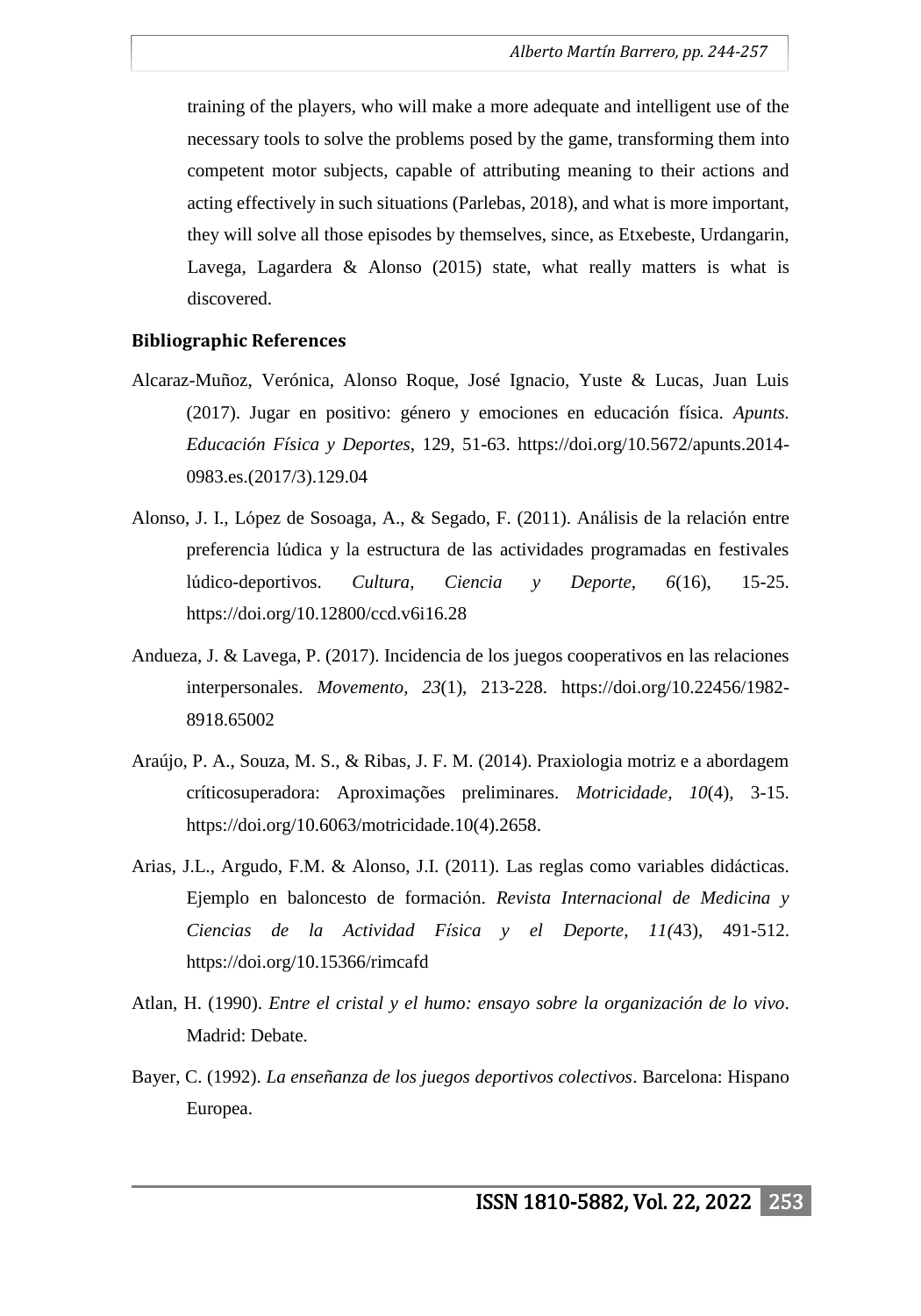training of the players, who will make a more adequate and intelligent use of the necessary tools to solve the problems posed by the game, transforming them into competent motor subjects, capable of attributing meaning to their actions and acting effectively in such situations (Parlebas, 2018), and what is more important, they will solve all those episodes by themselves, since, as Etxebeste, Urdangarin, Lavega, Lagardera & Alonso (2015) state, what really matters is what is discovered.

## Bibliographic References

Alcaraz-Muñoz, Verónica, Alonso Roque, José Ignacio, Yuste & Lucas, Juan Luis (2017). Jugar en positivo: género y emociones en educación física. *Apunts. Educación Física y Deportes*, 129, 51-63. https://doi.org/10.5672/apunts.2014-0983.es.(2017/3).129.04

Alonso, J. I., López de Sosoaga, A., & Segado, F. (2011). Análisis de la relación entre preferencia lúdica y la estructura de las actividades programadas en festivales lúdico-deportivos. *Cultura, Ciencia y Deporte*, *6*(16), 15-25. https://doi.org/10.12800/ccd.v6i16.28

Andueza, J. & Lavega, P. (2017). Incidencia de los juegos cooperativos en las relaciones interpersonales. *Movemento, 23*(1), 213-228. https://doi.org/10.22456/1982-8918.65002

Araújo, P. A., Souza, M. S., & Ribas, J. F. M. (2014). Praxiologia motriz e a abordagem críticosuperadora: Aproximações preliminares. *Motricidade, 10*(4), 3-15. https://doi.org/10.6063/motricidade.10(4).2658.

Arias, J.L., Argudo, F.M. & Alonso, J.I. (2011). Las reglas como variables didácticas. Ejemplo en baloncesto de formación. *Revista Internacional de Medicina y Ciencias de la Actividad Física y el Deporte, 11(*43), 491-512. https://doi.org/10.15366/rimcafd

Atlan, H. (1990). *Entre el cristal y el humo: ensayo sobre la organización de lo vivo*. Madrid: Debate.

Bayer, C. (1992). *La enseñanza de los juegos deportivos colectivos*. Barcelona: Hispano Europea.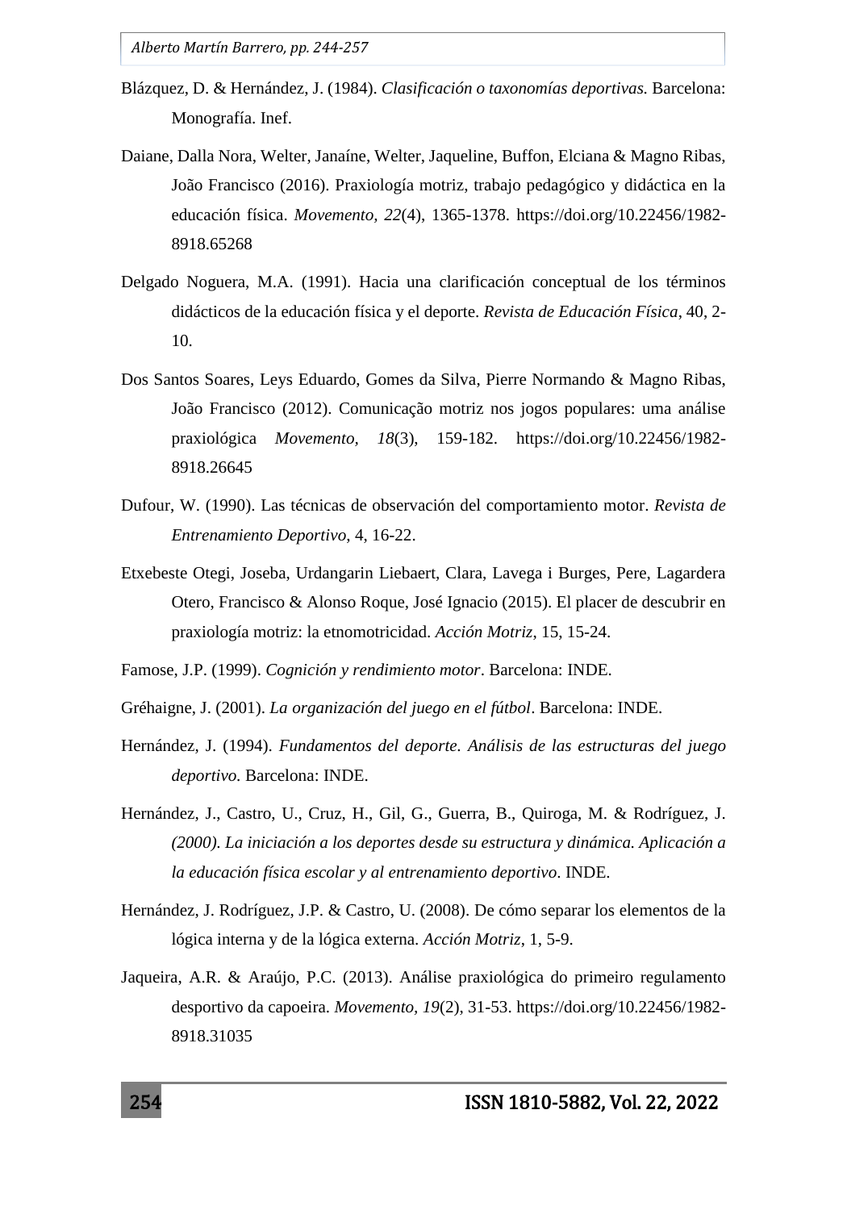Blázquez, D. & Hernández, J. (1984). *Clasificación o taxonomías deportivas.* Barcelona: Monografía. Inef.

Daiane, Dalla Nora, Welter, Janaíne, Welter, Jaqueline, Buffon, Elciana & Magno Ribas, João Francisco (2016). Praxiología motriz, trabajo pedagógico y didáctica en la educación física. *Movemento, 22*(4), 1365-1378. https://doi.org/10.22456/1982-8918.65268

Delgado Noguera, M.A. (1991). Hacia una clarificación conceptual de los términos didácticos de la educación física y el deporte. *Revista de Educación Física*, 40, 2-10.

Dos Santos Soares, Leys Eduardo, Gomes da Silva, Pierre Normando & Magno Ribas, João Francisco (2012). Comunicação motriz nos jogos populares: uma análise praxiológica *Movemento, 18*(3), 159-182. https://doi.org/10.22456/1982-8918.26645

Dufour, W. (1990). Las técnicas de observación del comportamiento motor. *Revista de Entrenamiento Deportivo*, 4, 16-22.

Etxebeste Otegi, Joseba, Urdangarin Liebaert, Clara, Lavega i Burges, Pere, Lagardera Otero, Francisco & Alonso Roque, José Ignacio (2015). El placer de descubrir en praxiología motriz: la etnomotricidad. *Acción Motriz*, 15, 15-24.

Famose, J.P. (1999). *Cognición y rendimiento motor*. Barcelona: INDE.

Gréhaigne, J. (2001). *La organización del juego en el fútbol*. Barcelona: INDE.

Hernández, J. (1994). *Fundamentos del deporte. Análisis de las estructuras del juego deportivo.* Barcelona: INDE.

Hernández, J., Castro, U., Cruz, H., Gil, G., Guerra, B., Quiroga, M. & Rodríguez, J. *(2000). La iniciación a los deportes desde su estructura y dinámica. Aplicación a la educación física escolar y al entrenamiento deportivo*. INDE.

Hernández, J. Rodríguez, J.P. & Castro, U. (2008). De cómo separar los elementos de la lógica interna y de la lógica externa. *Acción Motriz*, 1, 5-9.

Jaqueira, A.R. & Araújo, P.C. (2013). Análise praxiológica do primeiro regulamento desportivo da capoeira. *Movemento, 19*(2), 31-53. https://doi.org/10.22456/1982-8918.31035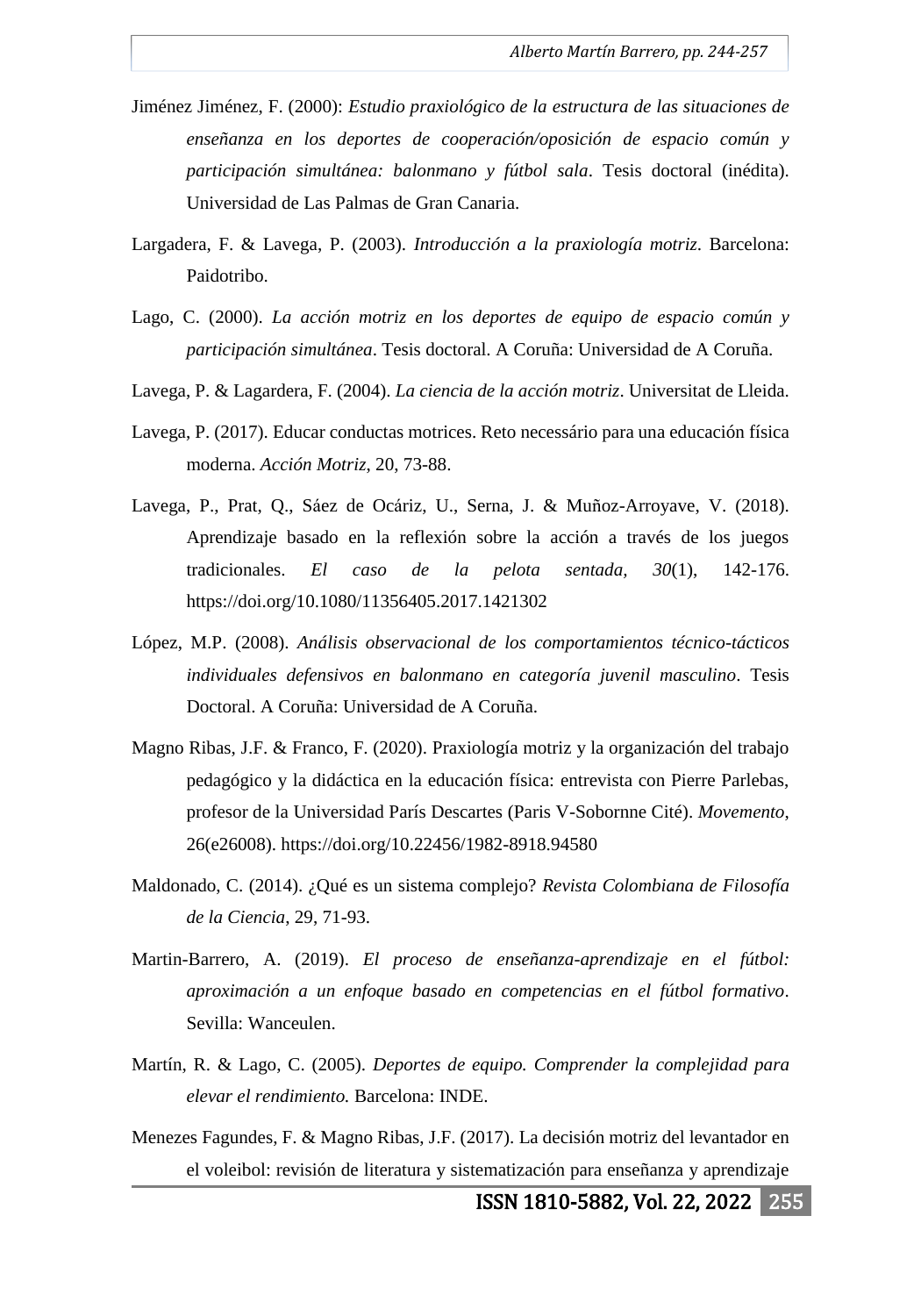Jiménez Jiménez, F. (2000): *Estudio praxiológico de la estructura de las situaciones de enseñanza en los deportes de cooperación/oposición de espacio común y participación simultánea: balonmano y fútbol sala*. Tesis doctoral (inédita). Universidad de Las Palmas de Gran Canaria.

Largadera, F. & Lavega, P. (2003). *Introducción a la praxiología motriz*. Barcelona: Paidotribo.

Lago, C. (2000). *La acción motriz en los deportes de equipo de espacio común y participación simultánea*. Tesis doctoral. A Coruña: Universidad de A Coruña.

Lavega, P. & Lagardera, F. (2004). *La ciencia de la acción motriz*. Universitat de Lleida.

Lavega, P. (2017). Educar conductas motrices. Reto necessário para una educación física moderna. *Acción Motriz*, 20, 73-88.

Lavega, P., Prat, Q., Sáez de Ocáriz, U., Serna, J. & Muñoz-Arroyave, V. (2018). Aprendizaje basado en la reflexión sobre la acción a través de los juegos tradicionales. *El caso de la pelota sentada, 30*(1), 142-176. https://doi.org/10.1080/11356405.2017.1421302

López, M.P. (2008). *Análisis observacional de los comportamientos técnico-tácticos individuales defensivos en balonmano en categoría juvenil masculino*. Tesis Doctoral. A Coruña: Universidad de A Coruña.

Magno Ribas, J.F. & Franco, F. (2020). Praxiología motriz y la organización del trabajo pedagógico y la didáctica en la educación física: entrevista con Pierre Parlebas, profesor de la Universidad París Descartes (Paris V-Sobornne Cité). *Movemento*, 26(e26008). https://doi.org/10.22456/1982-8918.94580

Maldonado, C. (2014). ¿Qué es un sistema complejo? *Revista Colombiana de Filosofía de la Ciencia*, 29, 71-93.

Martin-Barrero, A. (2019). *El proceso de enseñanza-aprendizaje en el fútbol: aproximación a un enfoque basado en competencias en el fútbol formativo*. Sevilla: Wanceulen.

Martín, R. & Lago, C. (2005). *Deportes de equipo. Comprender la complejidad para elevar el rendimiento.* Barcelona: INDE.

Menezes Fagundes, F. & Magno Ribas, J.F. (2017). La decisión motriz del levantador en el voleibol: revisión de literatura y sistematización para enseñanza y aprendizaje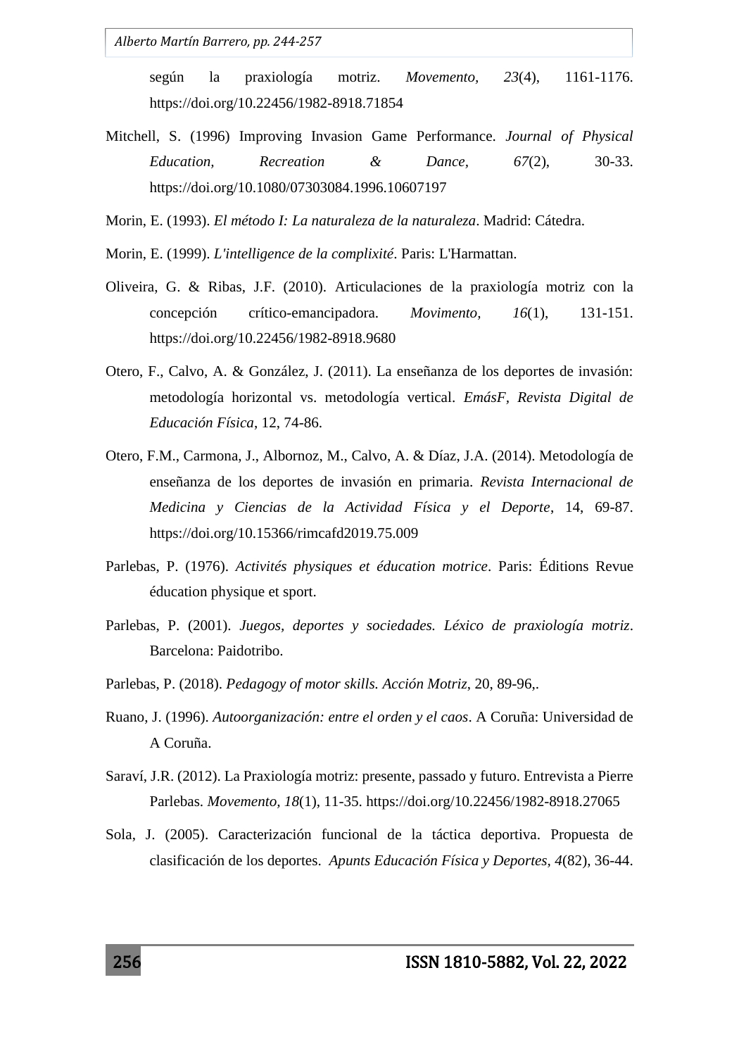según la praxiología motriz. *Movemento, 23*(4), 1161-1176. https://doi.org/10.22456/1982-8918.71854

Mitchell, S. (1996) Improving Invasion Game Performance. *Journal of Physical Education, Recreation & Dance*, *67*(2), 30-33. https://doi.org/10.1080/07303084.1996.10607197

Morin, E. (1993). *El método I: La naturaleza de la naturaleza*. Madrid: Cátedra.

Morin, E. (1999). *L'intelligence de la complixité*. Paris: L'Harmattan.

Oliveira, G. & Ribas, J.F. (2010). Articulaciones de la praxiología motriz con la concepción crítico-emancipadora. *Movimento*, *16*(1), 131-151. https://doi.org/10.22456/1982-8918.9680

Otero, F., Calvo, A. & González, J. (2011). La enseñanza de los deportes de invasión: metodología horizontal vs. metodología vertical. *EmásF, Revista Digital de Educación Física*, 12, 74-86.

Otero, F.M., Carmona, J., Albornoz, M., Calvo, A. & Díaz, J.A. (2014). Metodología de enseñanza de los deportes de invasión en primaria. *Revista Internacional de Medicina y Ciencias de la Actividad Física y el Deporte*, 14, 69-87. https://doi.org/10.15366/rimcafd2019.75.009

Parlebas, P. (1976). *Activités physiques et éducation motrice*. Paris: Éditions Revue éducation physique et sport.

Parlebas, P. (2001). *Juegos, deportes y sociedades. Léxico de praxiología motriz*. Barcelona: Paidotribo.

Parlebas, P. (2018). *Pedagogy of motor skills. Acción Motriz*, 20, 89-96,.

Ruano, J. (1996). *Autoorganización: entre el orden y el caos*. A Coruña: Universidad de A Coruña.

Saraví, J.R. (2012). La Praxiología motriz: presente, passado y futuro. Entrevista a Pierre Parlebas. *Movemento, 18*(1), 11-35. https://doi.org/10.22456/1982-8918.27065

Sola, J. (2005). Caracterización funcional de la táctica deportiva. Propuesta de clasificación de los deportes. *Apunts Educación Física y Deportes, 4*(82), 36-44.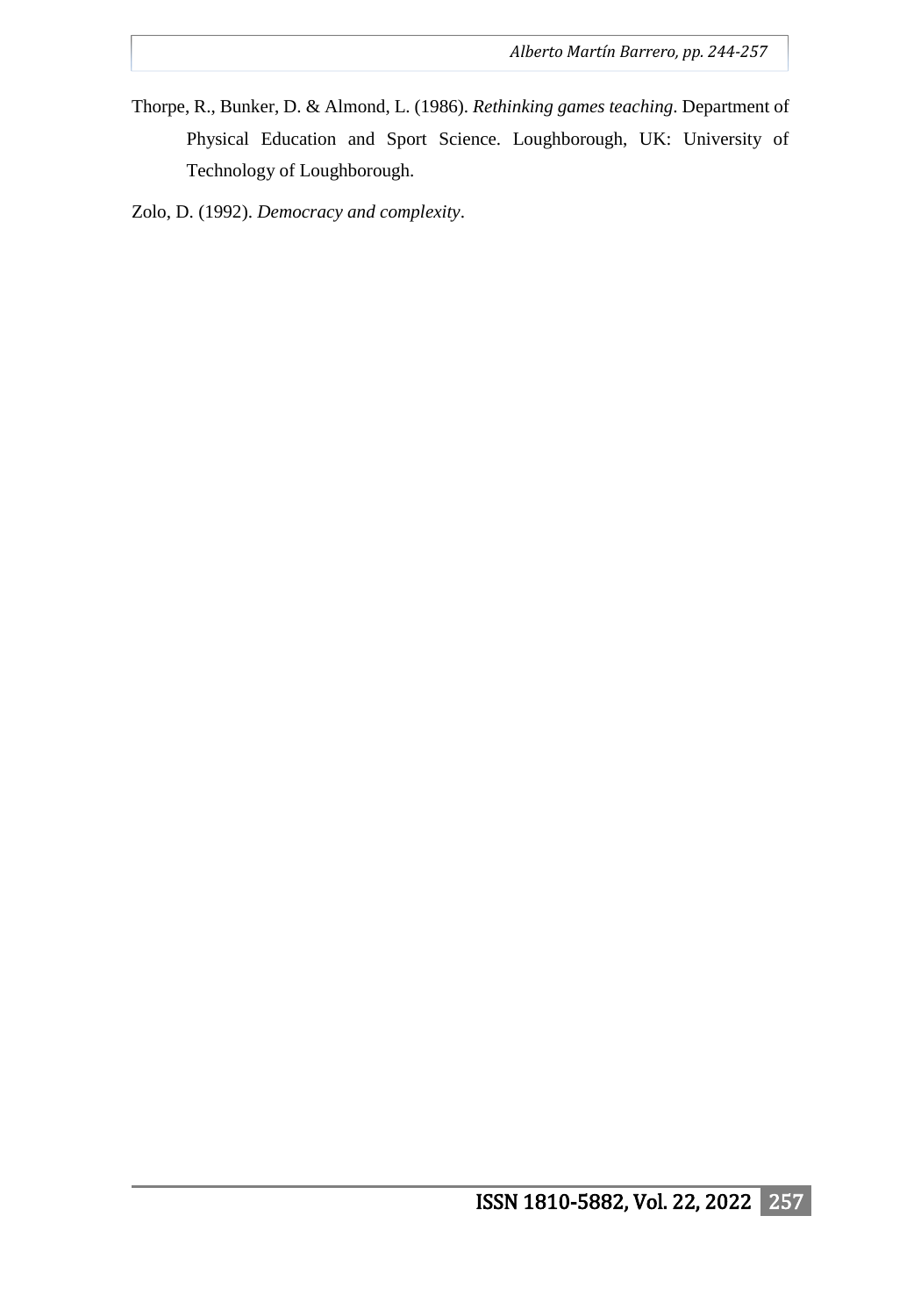Thorpe, R., Bunker, D. & Almond, L. (1986). *Rethinking games teaching*. Department of Physical Education and Sport Science. Loughborough, UK: University of Technology of Loughborough.

Zolo, D. (1992). *Democracy and complexity*.